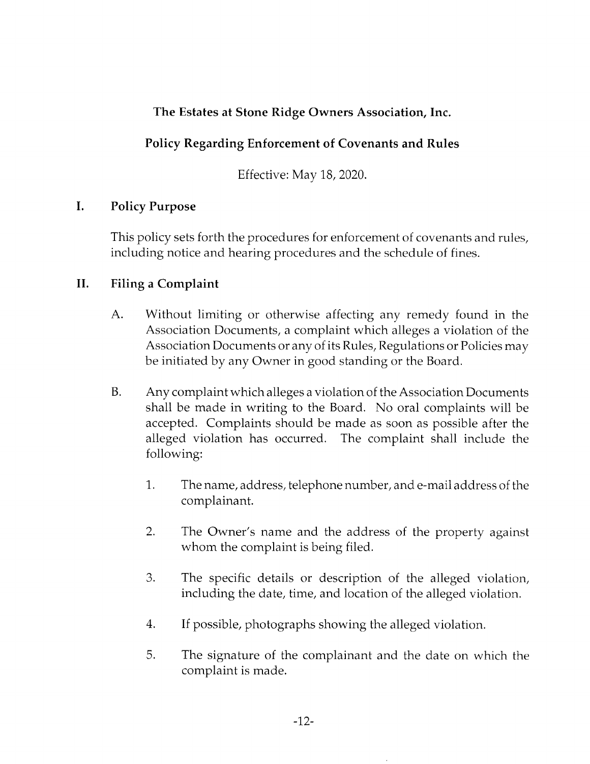# The Estates at Stone Ridge Owners Association, Inc.

## Policy Regarding Enforcement of Covenants and Rules

Effective: May 18, 2020.

## I. Policy Purpose

This policy sets forth the procedures for enforcement of covenants and rules, including notice and hearing procedures and the schedule of fines.

## II. Filing a Complaint

A. Without limiting or otherwise affecting any remedy found in the Association Documents, a complaint which alleges a violation of the Association Documents or any of its Rules, Regulations or Policies may be initiated by any Owner in good standing or the Board.

B. Any complaint which alleges a violation of the Association Documents shall be made in writing to the Board. No oral complaints will be accepted. Complaints should be made as soon as possible after the alleged violation has occurred. The complaint shall include the following:

1. The name, address, telephone number, and e-mail address of the complainant.

2. The Owner's name and the address of the property against whom the complaint is being filed.

3. The specific details or description of the alleged violation, including the date, time, and location of the alleged violation.

4. If possible, photographs showing the alleged violation.

5. The signature of the complainant and the date on which the complaint is made.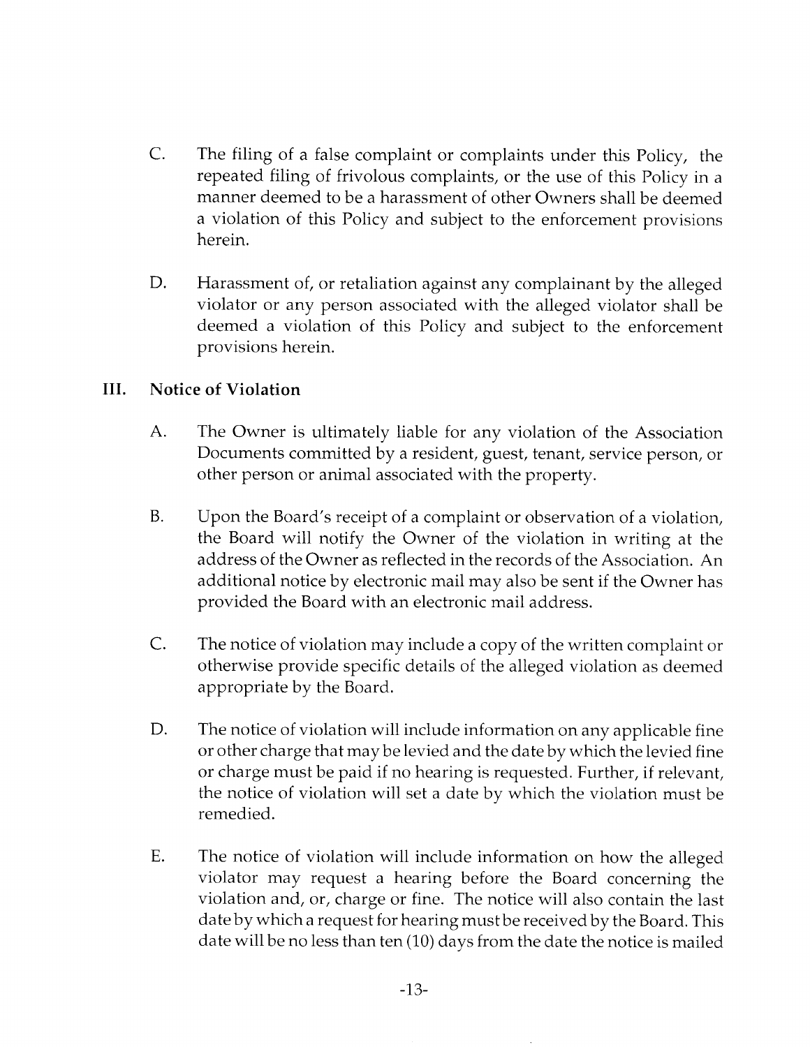C. The filing of a false complaint or complaints under this Policy, the repeated filing of frivolous complaints, or the use of this Policy in a manner deemed to be a harassment of other Owners shall be deemed a violation of this Policy and subject to the enforcement provisions herein.

D. Harassment of, or retaliation against any complainant by the alleged violator or any person associated with the alleged violator shall be deemed a violation of this Policy and subject to the enforcement provisions herein.

## III. Notice of Violation

A. The Owner is ultimately liable for any violation of the Association Documents committed by a resident, guest, tenant, service person, or other person or animal associated with the property.

B. Upon the Board's receipt of a complaint or observation of a violation, the Board will notify the Owner of the violation in writing at the address of the Owner as reflected in the records of the Association. An additional notice by electronic mail may also be sent if the Owner has provided the Board with an electronic mail address.

C. The notice of violation may include a copy of the written complaint or otherwise provide specific details of the alleged violation as deemed appropriate by the Board.

D. The notice of violation will include information on any applicable fine or other charge that may be levied and the date by which the levied fine or charge must be paid if no hearing is requested. Further, if relevant, the notice of violation will set a date by which the violation must be remedied.

E. The notice of violation will include information on how the alleged violator may request a hearing before the Board concerning the violation and, or, charge or fine. The notice will also contain the last date by which a request for hearing must be received by the Board. This date will be no less than ten (10) days from the date the notice is mailed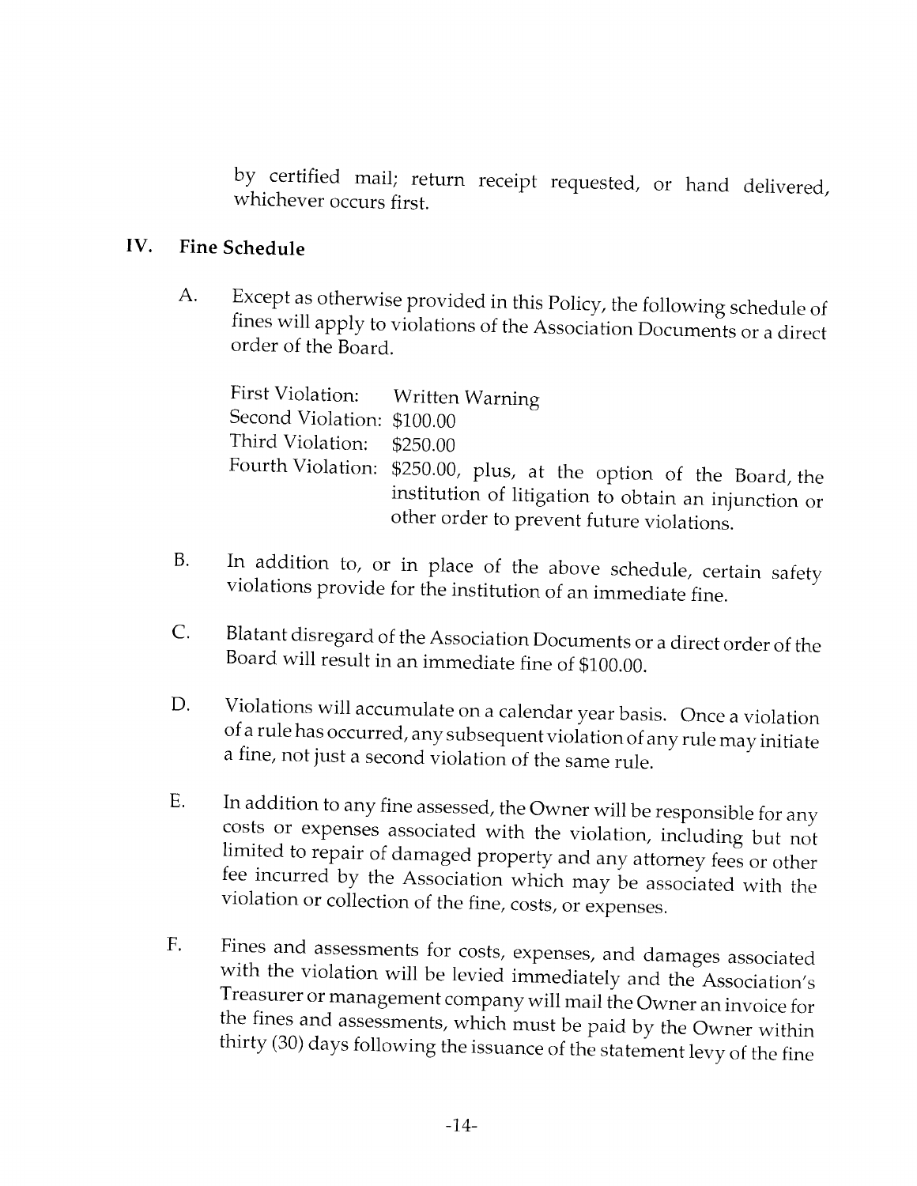by certified mail; return receipt requested, or hand delivered, whichever occurs first.

## IV. Fine Schedule

A. Except as otherwise provided in this Policy, the following schedule of fines will apply to violations of the Association Documents or a direct order of the Board.

| | |
|---|---|
| First Violation: | Written Warning |
| Second Violation: | $100.00 |
| Third Violation: | $250.00 |
| Fourth Violation: | $250.00, plus, at the option of the Board, the institution of litigation to obtain an injunction or other order to prevent future violations. |

B. In addition to, or in place of the above schedule, certain safety violations provide for the institution of an immediate fine.

C. Blatant disregard of the Association Documents or a direct order of the Board will result in an immediate fine of $100.00.

D. Violations will accumulate on a calendar year basis. Once a violation of a rule has occurred, any subsequent violation of any rule may initiate a fine, not just a second violation of the same rule.

E. In addition to any fine assessed, the Owner will be responsible for any costs or expenses associated with the violation, including but not limited to repair of damaged property and any attorney fees or other fee incurred by the Association which may be associated with the violation or collection of the fine, costs, or expenses.

F. Fines and assessments for costs, expenses, and damages associated with the violation will be levied immediately and the Association's Treasurer or management company will mail the Owner an invoice for the fines and assessments, which must be paid by the Owner within thirty (30) days following the issuance of the statement levy of the fine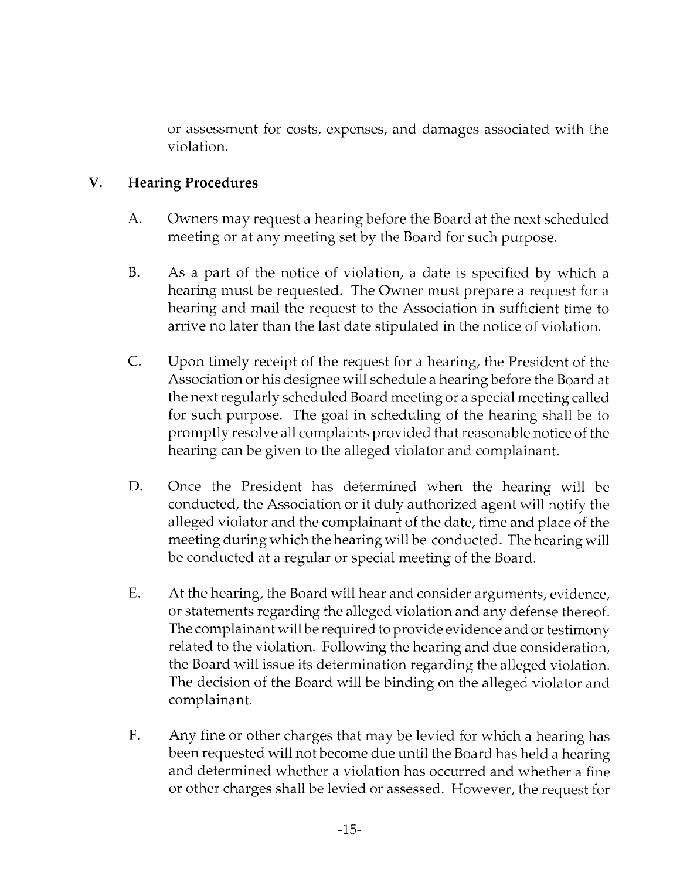or assessment for costs, expenses, and damages associated with the violation.

## V. Hearing Procedures

A. Owners may request a hearing before the Board at the next scheduled meeting or at any meeting set by the Board for such purpose.

B. As a part of the notice of violation, a date is specified by which a hearing must be requested. The Owner must prepare a request for a hearing and mail the request to the Association in sufficient time to arrive no later than the last date stipulated in the notice of violation.

C. Upon timely receipt of the request for a hearing, the President of the Association or his designee will schedule a hearing before the Board at the next regularly scheduled Board meeting or a special meeting called for such purpose. The goal in scheduling of the hearing shall be to promptly resolve all complaints provided that reasonable notice of the hearing can be given to the alleged violator and complainant.

D. Once the President has determined when the hearing will be conducted, the Association or it duly authorized agent will notify the alleged violator and the complainant of the date, time and place of the meeting during which the hearing will be conducted. The hearing will be conducted at a regular or special meeting of the Board.

E. At the hearing, the Board will hear and consider arguments, evidence, or statements regarding the alleged violation and any defense thereof. The complainant will be required to provide evidence and or testimony related to the violation. Following the hearing and due consideration, the Board will issue its determination regarding the alleged violation. The decision of the Board will be binding on the alleged violator and complainant.

F. Any fine or other charges that may be levied for which a hearing has been requested will not become due until the Board has held a hearing and determined whether a violation has occurred and whether a fine or other charges shall be levied or assessed. However, the request for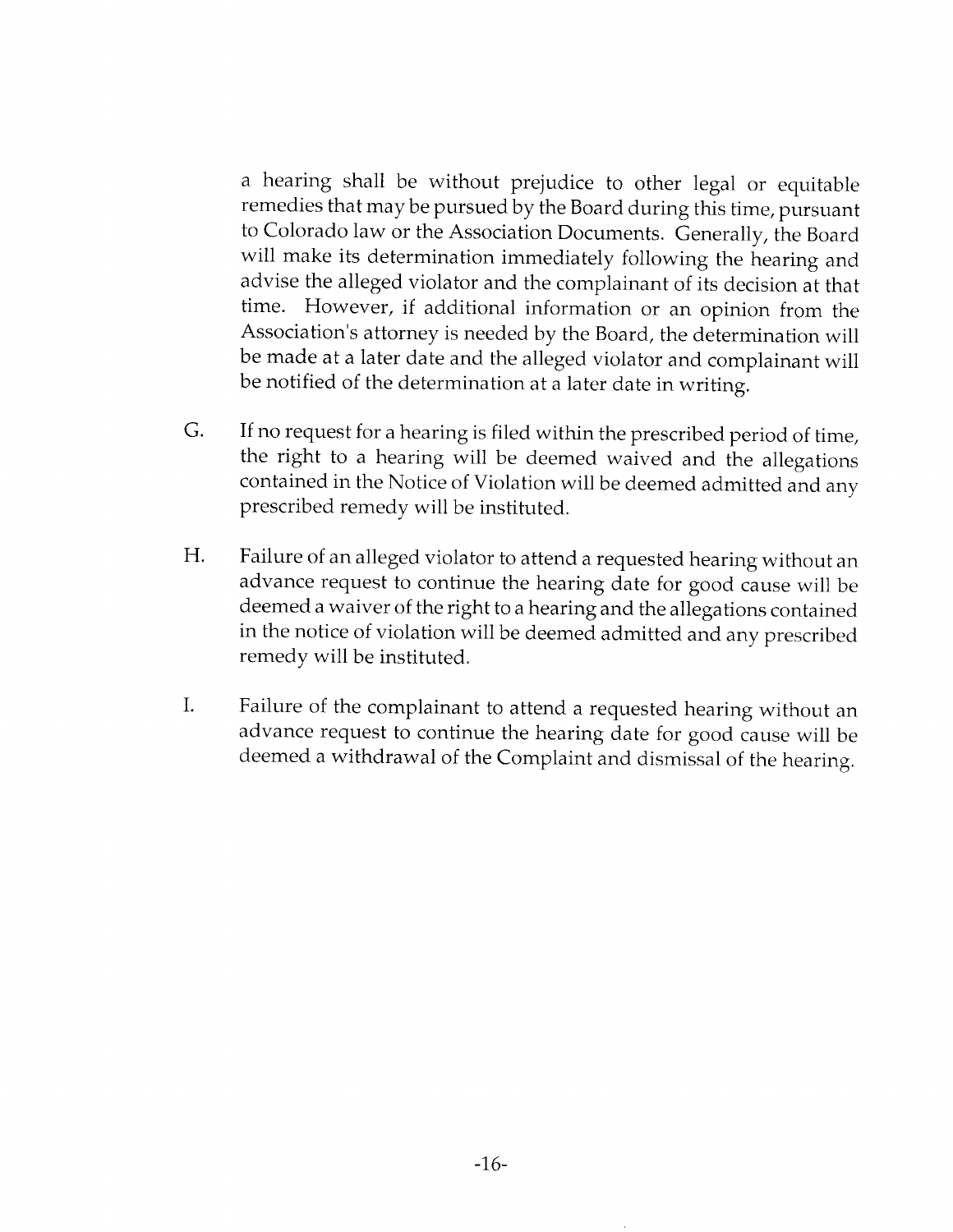a hearing shall be without prejudice to other legal or equitable remedies that may be pursued by the Board during this time, pursuant to Colorado law or the Association Documents. Generally, the Board will make its determination immediately following the hearing and advise the alleged violator and the complainant of its decision at that time. However, if additional information or an opinion from the Association's attorney is needed by the Board, the determination will be made at a later date and the alleged violator and complainant will be notified of the determination at a later date in writing.

G. If no request for a hearing is filed within the prescribed period of time, the right to a hearing will be deemed waived and the allegations contained in the Notice of Violation will be deemed admitted and any prescribed remedy will be instituted.

H. Failure of an alleged violator to attend a requested hearing without an advance request to continue the hearing date for good cause will be deemed a waiver of the right to a hearing and the allegations contained in the notice of violation will be deemed admitted and any prescribed remedy will be instituted.

I. Failure of the complainant to attend a requested hearing without an advance request to continue the hearing date for good cause will be deemed a withdrawal of the Complaint and dismissal of the hearing.